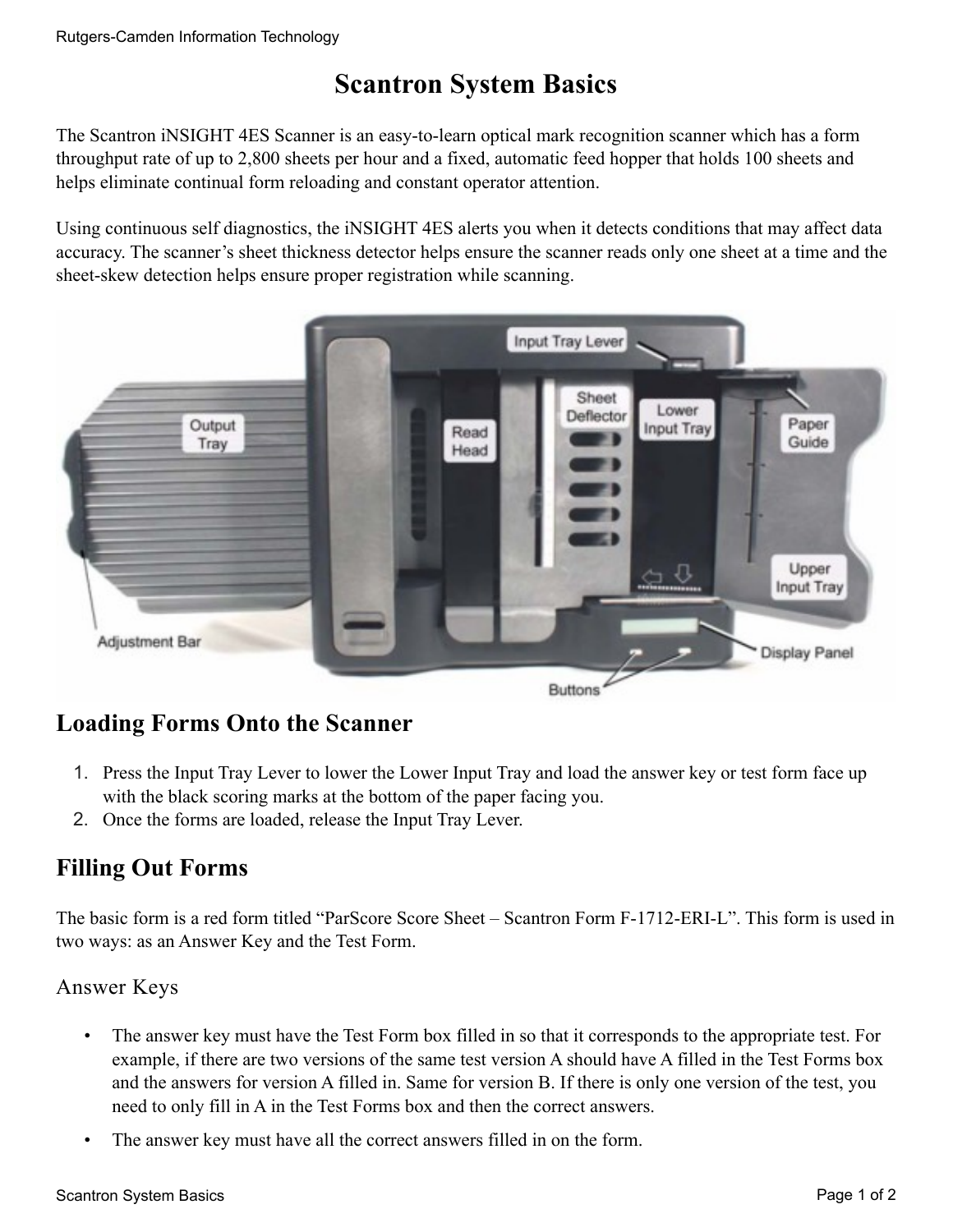# Scantron System Basics

The Scantron iNSIGHT 4ES Scanner is an easy-to-learn optical mark recognition scanner which has a form throughput rate of up to 2,800 sheets per hour and a fixed, automatic feed hopper that holds 100 sheets and helps eliminate continual form reloading and constant operator attention.

Using continuous self diagnostics, the iNSIGHT 4ES alerts you when it detects conditions that may affect data accuracy. The scanner's sheet thickness detector helps ensure the scanner reads only one sheet at a time and the sheet-skew detection helps ensure proper registration while scanning.

## Loading Forms Onto the Scanner

1. Press the Input Tray Lever to lower the Lower Input Tray and load the answer key or test form face up with the black scoring marks at the bottom of the paper facing you.
2. Once the forms are loaded, release the Input Tray Lever.

## Filling Out Forms

The basic form is a red form titled "ParScore Score Sheet – Scantron Form F-1712-ERI-L". This form is used in two ways: as an Answer Key and the Test Form.

### Answer Keys

- The answer key must have the Test Form box filled in so that it corresponds to the appropriate test. For example, if there are two versions of the same test version A should have A filled in the Test Forms box and the answers for version A filled in. Same for version B. If there is only one version of the test, you need to only fill in A in the Test Forms box and then the correct answers.
- The answer key must have all the correct answers filled in on the form.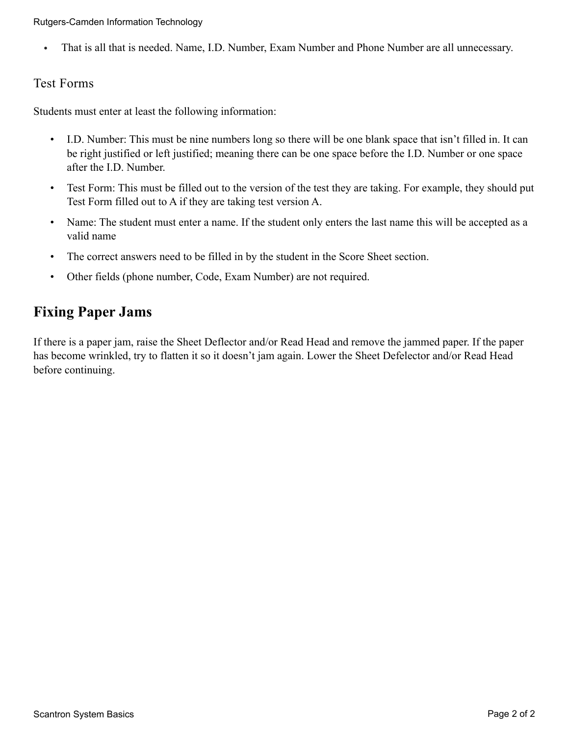- That is all that is needed. Name, I.D. Number, Exam Number and Phone Number are all unnecessary.

### Test Forms

Students must enter at least the following information:

- I.D. Number: This must be nine numbers long so there will be one blank space that isn't filled in. It can be right justified or left justified; meaning there can be one space before the I.D. Number or one space after the I.D. Number.
- Test Form: This must be filled out to the version of the test they are taking. For example, they should put Test Form filled out to A if they are taking test version A.
- Name: The student must enter a name. If the student only enters the last name this will be accepted as a valid name
- The correct answers need to be filled in by the student in the Score Sheet section.
- Other fields (phone number, Code, Exam Number) are not required.

## Fixing Paper Jams

If there is a paper jam, raise the Sheet Deflector and/or Read Head and remove the jammed paper. If the paper has become wrinkled, try to flatten it so it doesn't jam again. Lower the Sheet Defelector and/or Read Head before continuing.